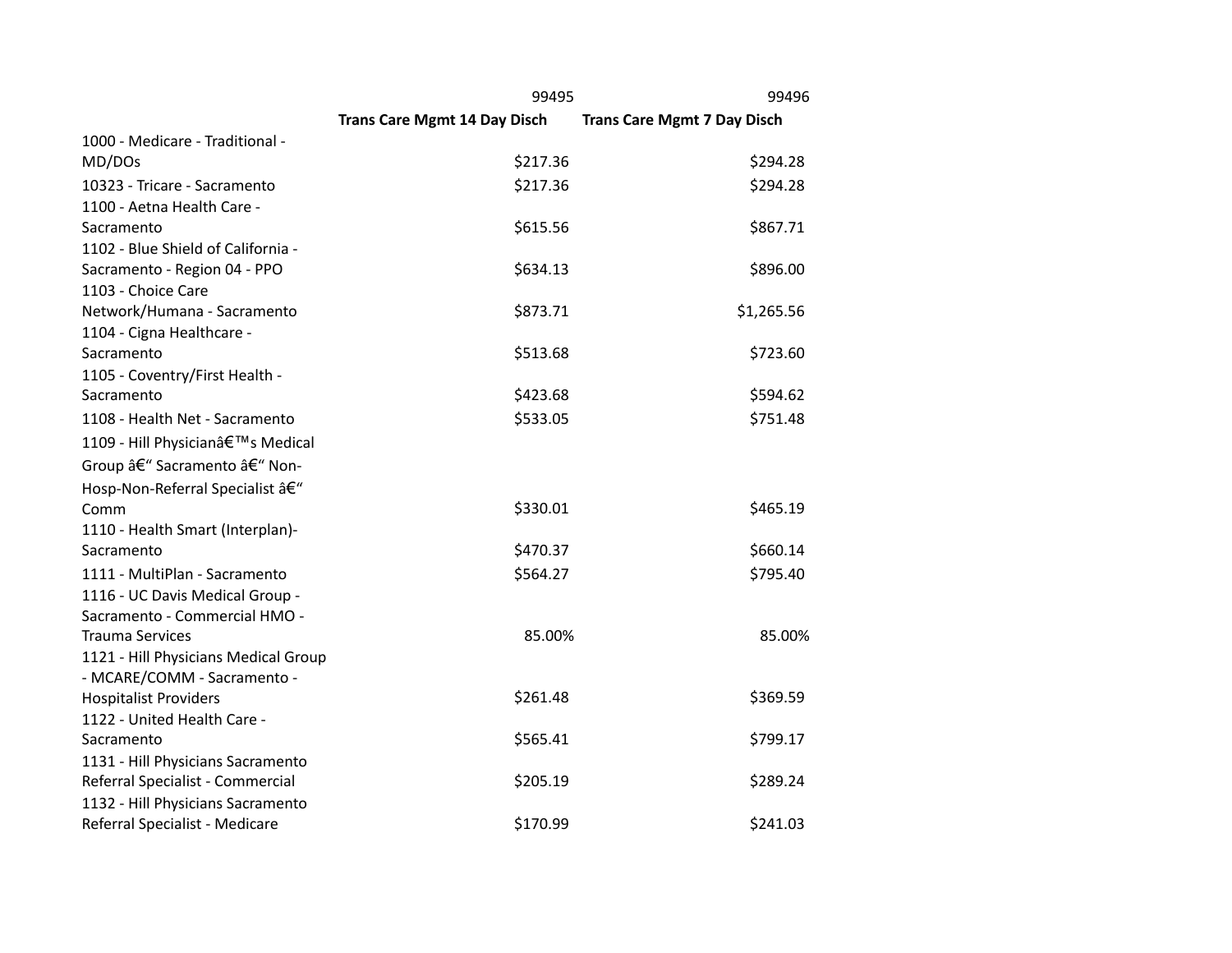| | 99495 | 99496 |
|---|---|---|
| | **Trans Care Mgmt 14 Day Disch** | **Trans Care Mgmt 7 Day Disch** |
| 1000 - Medicare - Traditional - MD/DOs | $217.36 | $294.28 |
| 10323 - Tricare - Sacramento | $217.36 | $294.28 |
| 1100 - Aetna Health Care - Sacramento | $615.56 | $867.71 |
| 1102 - Blue Shield of California - Sacramento - Region 04 - PPO | $634.13 | $896.00 |
| 1103 - Choice Care Network/Humana - Sacramento | $873.71 | $1,265.56 |
| 1104 - Cigna Healthcare - Sacramento | $513.68 | $723.60 |
| 1105 - Coventry/First Health - Sacramento | $423.68 | $594.62 |
| 1108 - Health Net - Sacramento | $533.05 | $751.48 |
| 1109 - Hill Physicianâ€™s Medical Group â€“ Sacramento â€“ Non-Hosp-Non-Referral Specialist â€“ Comm | $330.01 | $465.19 |
| 1110 - Health Smart (Interplan)-Sacramento | $470.37 | $660.14 |
| 1111 - MultiPlan - Sacramento | $564.27 | $795.40 |
| 1116 - UC Davis Medical Group - Sacramento - Commercial HMO - Trauma Services | 85.00% | 85.00% |
| 1121 - Hill Physicians Medical Group - MCARE/COMM - Sacramento - Hospitalist Providers | $261.48 | $369.59 |
| 1122 - United Health Care - Sacramento | $565.41 | $799.17 |
| 1131 - Hill Physicians Sacramento Referral Specialist - Commercial | $205.19 | $289.24 |
| 1132 - Hill Physicians Sacramento Referral Specialist - Medicare | $170.99 | $241.03 |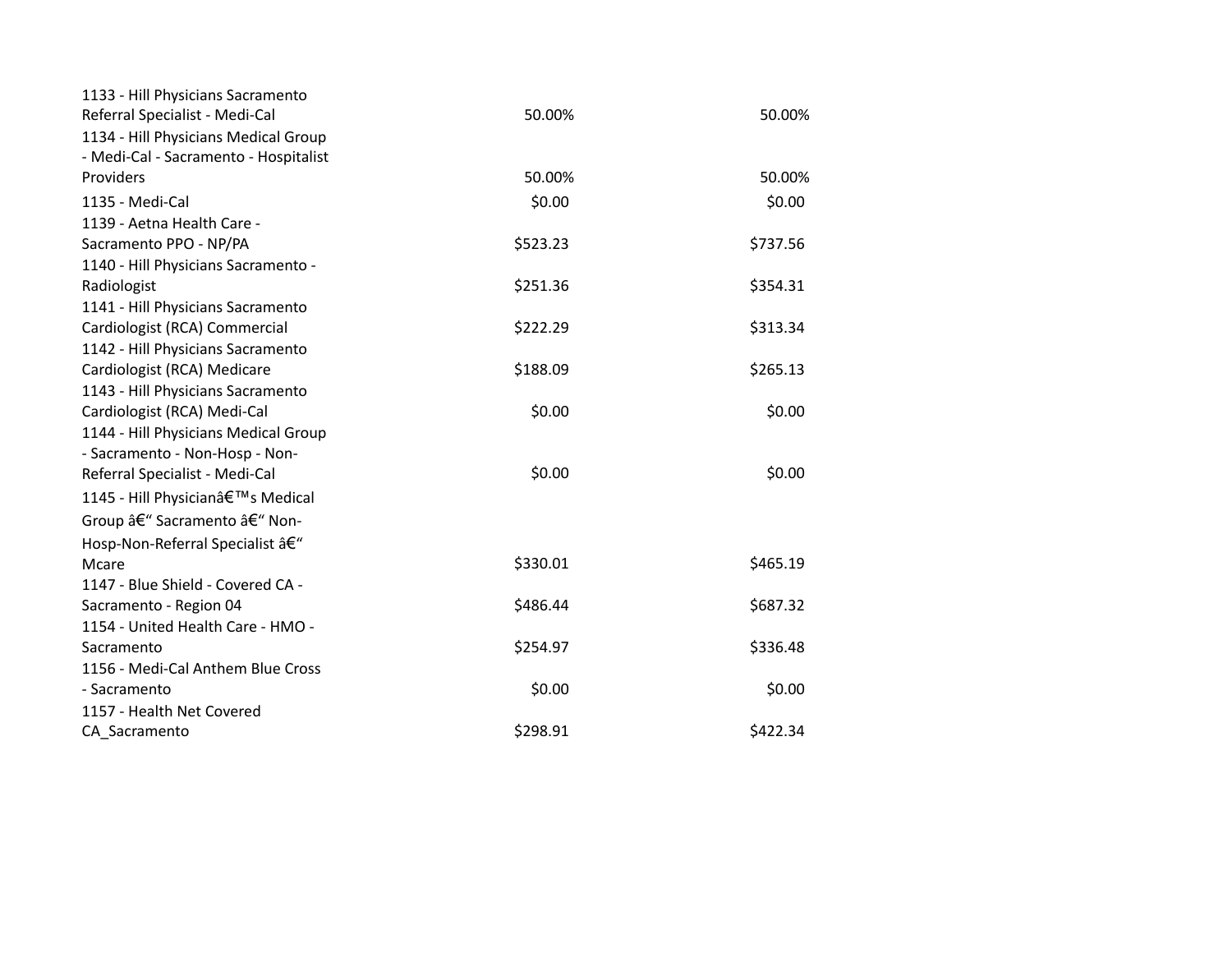| | | |
|---|---|---|
| 1133 - Hill Physicians Sacramento Referral Specialist - Medi-Cal | 50.00% | 50.00% |
| 1134 - Hill Physicians Medical Group - Medi-Cal - Sacramento - Hospitalist Providers | 50.00% | 50.00% |
| 1135 - Medi-Cal | $0.00 | $0.00 |
| 1139 - Aetna Health Care - Sacramento PPO - NP/PA | $523.23 | $737.56 |
| 1140 - Hill Physicians Sacramento - Radiologist | $251.36 | $354.31 |
| 1141 - Hill Physicians Sacramento Cardiologist (RCA) Commercial | $222.29 | $313.34 |
| 1142 - Hill Physicians Sacramento Cardiologist (RCA) Medicare | $188.09 | $265.13 |
| 1143 - Hill Physicians Sacramento Cardiologist (RCA) Medi-Cal | $0.00 | $0.00 |
| 1144 - Hill Physicians Medical Group - Sacramento - Non-Hosp - Non-Referral Specialist - Medi-Cal | $0.00 | $0.00 |
| 1145 - Hill Physicianâ€™s Medical Group â€“ Sacramento â€“ Non-Hosp-Non-Referral Specialist â€“ Mcare | $330.01 | $465.19 |
| 1147 - Blue Shield - Covered CA - Sacramento - Region 04 | $486.44 | $687.32 |
| 1154 - United Health Care - HMO - Sacramento | $254.97 | $336.48 |
| 1156 - Medi-Cal Anthem Blue Cross - Sacramento | $0.00 | $0.00 |
| 1157 - Health Net Covered CA_Sacramento | $298.91 | $422.34 |